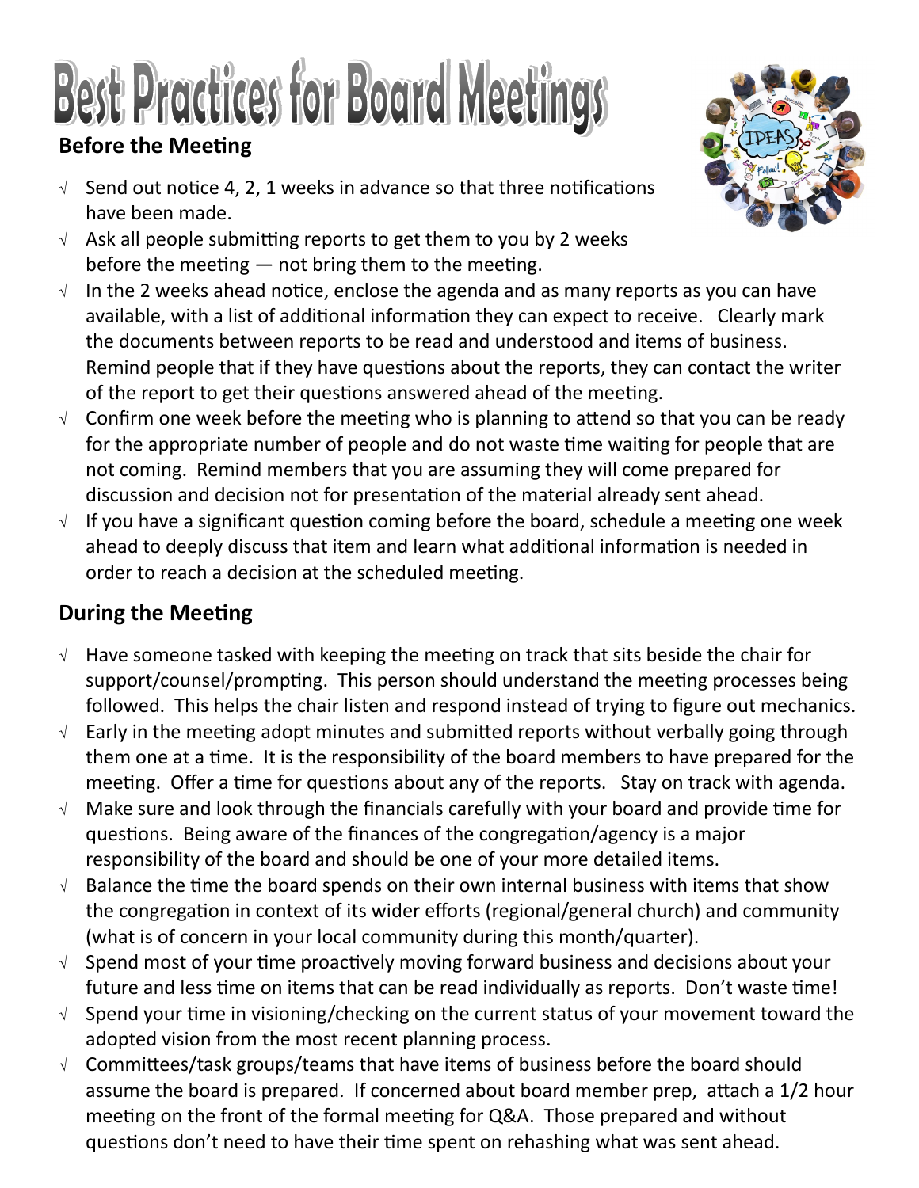# Best Practices for Board Meetings

## Before the Meeting

- √ Send out notice 4, 2, 1 weeks in advance so that three notifications have been made.
- √ Ask all people submitting reports to get them to you by 2 weeks before the meeting — not bring them to the meeting.
- √ In the 2 weeks ahead notice, enclose the agenda and as many reports as you can have available, with a list of additional information they can expect to receive. Clearly mark the documents between reports to be read and understood and items of business. Remind people that if they have questions about the reports, they can contact the writer of the report to get their questions answered ahead of the meeting.
- √ Confirm one week before the meeting who is planning to attend so that you can be ready for the appropriate number of people and do not waste time waiting for people that are not coming. Remind members that you are assuming they will come prepared for discussion and decision not for presentation of the material already sent ahead.
- √ If you have a significant question coming before the board, schedule a meeting one week ahead to deeply discuss that item and learn what additional information is needed in order to reach a decision at the scheduled meeting.

## During the Meeting

- √ Have someone tasked with keeping the meeting on track that sits beside the chair for support/counsel/prompting. This person should understand the meeting processes being followed. This helps the chair listen and respond instead of trying to figure out mechanics.
- √ Early in the meeting adopt minutes and submitted reports without verbally going through them one at a time. It is the responsibility of the board members to have prepared for the meeting. Offer a time for questions about any of the reports. Stay on track with agenda.
- √ Make sure and look through the financials carefully with your board and provide time for questions. Being aware of the finances of the congregation/agency is a major responsibility of the board and should be one of your more detailed items.
- √ Balance the time the board spends on their own internal business with items that show the congregation in context of its wider efforts (regional/general church) and community (what is of concern in your local community during this month/quarter).
- √ Spend most of your time proactively moving forward business and decisions about your future and less time on items that can be read individually as reports. Don't waste time!
- √ Spend your time in visioning/checking on the current status of your movement toward the adopted vision from the most recent planning process.
- √ Committees/task groups/teams that have items of business before the board should assume the board is prepared. If concerned about board member prep, attach a 1/2 hour meeting on the front of the formal meeting for Q&A. Those prepared and without questions don't need to have their time spent on rehashing what was sent ahead.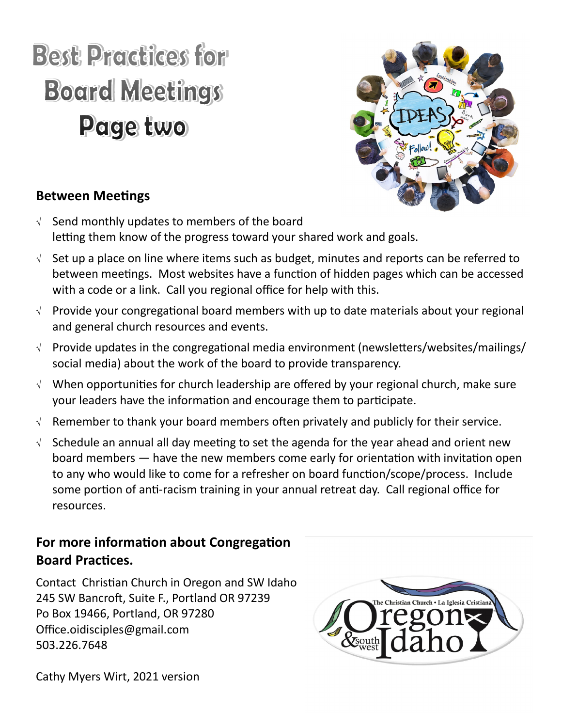# Best Practices for Board Meetings Page two

## Between Meetings

- √ Send monthly updates to members of the board letting them know of the progress toward your shared work and goals.
- √ Set up a place on line where items such as budget, minutes and reports can be referred to between meetings. Most websites have a function of hidden pages which can be accessed with a code or a link. Call you regional office for help with this.
- √ Provide your congregational board members with up to date materials about your regional and general church resources and events.
- √ Provide updates in the congregational media environment (newsletters/websites/mailings/ social media) about the work of the board to provide transparency.
- √ When opportunities for church leadership are offered by your regional church, make sure your leaders have the information and encourage them to participate.
- √ Remember to thank your board members often privately and publicly for their service.
- √ Schedule an annual all day meeting to set the agenda for the year ahead and orient new board members — have the new members come early for orientation with invitation open to any who would like to come for a refresher on board function/scope/process. Include some portion of anti-racism training in your annual retreat day. Call regional office for resources.

## For more information about Congregation Board Practices.

Contact Christian Church in Oregon and SW Idaho
245 SW Bancroft, Suite F., Portland OR 97239
Po Box 19466, Portland, OR 97280
Office.oidisciples@gmail.com
503.226.7648

Cathy Myers Wirt, 2021 version